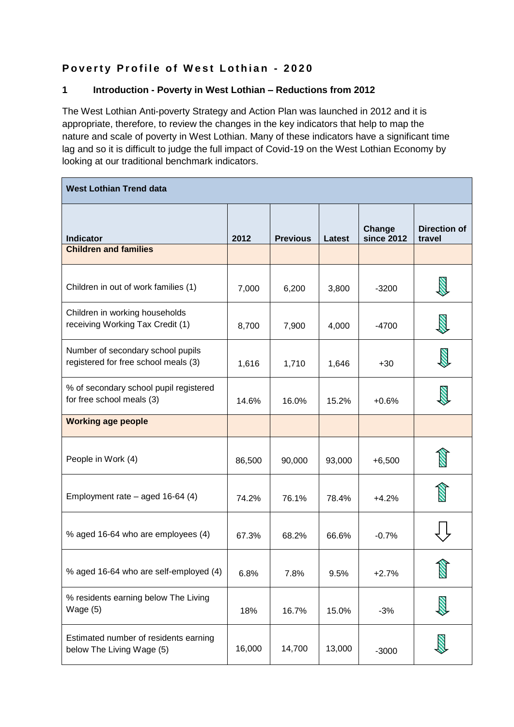# Poverty Profile of West Lothian - 2020

## 1 Introduction - Poverty in West Lothian – Reductions from 2012

The West Lothian Anti-poverty Strategy and Action Plan was launched in 2012 and it is appropriate, therefore, to review the changes in the key indicators that help to map the nature and scale of poverty in West Lothian. Many of these indicators have a significant time lag and so it is difficult to judge the full impact of Covid-19 on the West Lothian Economy by looking at our traditional benchmark indicators.

| West Lothian Trend data | | | | | |
|---|---|---|---|---|---|
| **Indicator** | **2012** | **Previous** | **Latest** | **Change since 2012** | **Direction of travel** |
| **Children and families** | | | | | |
| Children in out of work families (1) | 7,000 | 6,200 | 3,800 | -3200 | ↓ |
| Children in working households receiving Working Tax Credit (1) | 8,700 | 7,900 | 4,000 | -4700 | ↓ |
| Number of secondary school pupils registered for free school meals (3) | 1,616 | 1,710 | 1,646 | +30 | ↓ |
| % of secondary school pupil registered for free school meals (3) | 14.6% | 16.0% | 15.2% | +0.6% | ↓ |
| **Working age people** | | | | | |
| People in Work (4) | 86,500 | 90,000 | 93,000 | +6,500 | ↑ |
| Employment rate – aged 16-64 (4) | 74.2% | 76.1% | 78.4% | +4.2% | ↑ |
| % aged 16-64 who are employees (4) | 67.3% | 68.2% | 66.6% | -0.7% | ↓ |
| % aged 16-64 who are self-employed (4) | 6.8% | 7.8% | 9.5% | +2.7% | ↑ |
| % residents earning below The Living Wage (5) | 18% | 16.7% | 15.0% | -3% | ↓ |
| Estimated number of residents earning below The Living Wage (5) | 16,000 | 14,700 | 13,000 | -3000 | ↓ |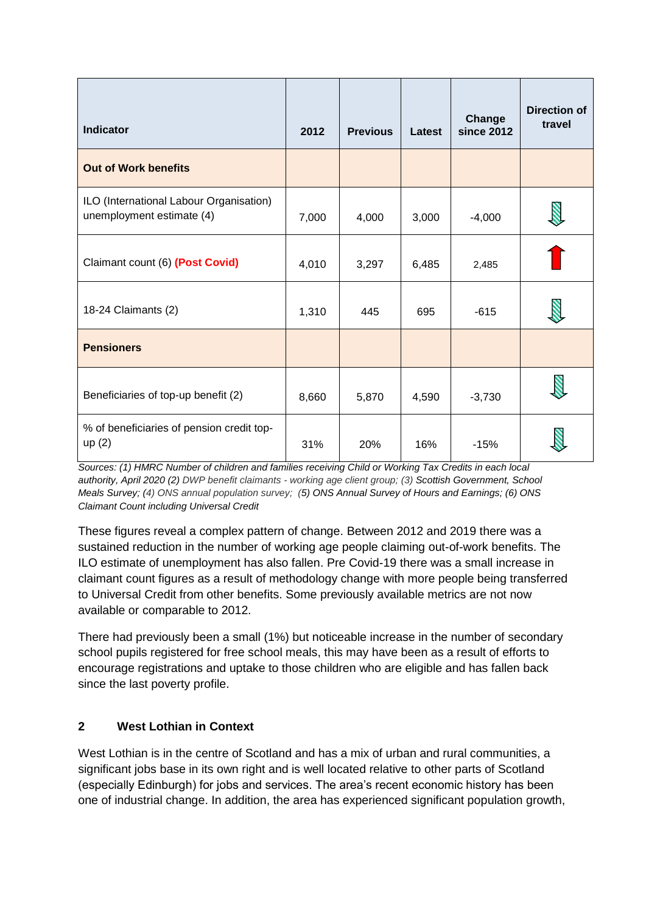| Indicator | 2012 | Previous | Latest | Change since 2012 | Direction of travel |
|---|---|---|---|---|---|
| **Out of Work benefits** | | | | | |
| ILO (International Labour Organisation) unemployment estimate (4) | 7,000 | 4,000 | 3,000 | -4,000 | ⇩ |
| Claimant count (6) **(Post Covid)** | 4,010 | 3,297 | 6,485 | 2,485 | ⇧ |
| 18-24 Claimants (2) | 1,310 | 445 | 695 | -615 | ⇩ |
| **Pensioners** | | | | | |
| Beneficiaries of top-up benefit (2) | 8,660 | 5,870 | 4,590 | -3,730 | ⇩ |
| % of beneficiaries of pension credit top-up (2) | 31% | 20% | 16% | -15% | ⇩ |

*Sources: (1) HMRC Number of children and families receiving Child or Working Tax Credits in each local authority, April 2020 (2) DWP benefit claimants - working age client group; (3) Scottish Government, School Meals Survey; (4) ONS annual population survey; (5) ONS Annual Survey of Hours and Earnings; (6) ONS Claimant Count including Universal Credit*

These figures reveal a complex pattern of change. Between 2012 and 2019 there was a sustained reduction in the number of working age people claiming out-of-work benefits. The ILO estimate of unemployment has also fallen. Pre Covid-19 there was a small increase in claimant count figures as a result of methodology change with more people being transferred to Universal Credit from other benefits. Some previously available metrics are not now available or comparable to 2012.

There had previously been a small (1%) but noticeable increase in the number of secondary school pupils registered for free school meals, this may have been as a result of efforts to encourage registrations and uptake to those children who are eligible and has fallen back since the last poverty profile.

## 2 West Lothian in Context

West Lothian is in the centre of Scotland and has a mix of urban and rural communities, a significant jobs base in its own right and is well located relative to other parts of Scotland (especially Edinburgh) for jobs and services. The area's recent economic history has been one of industrial change. In addition, the area has experienced significant population growth,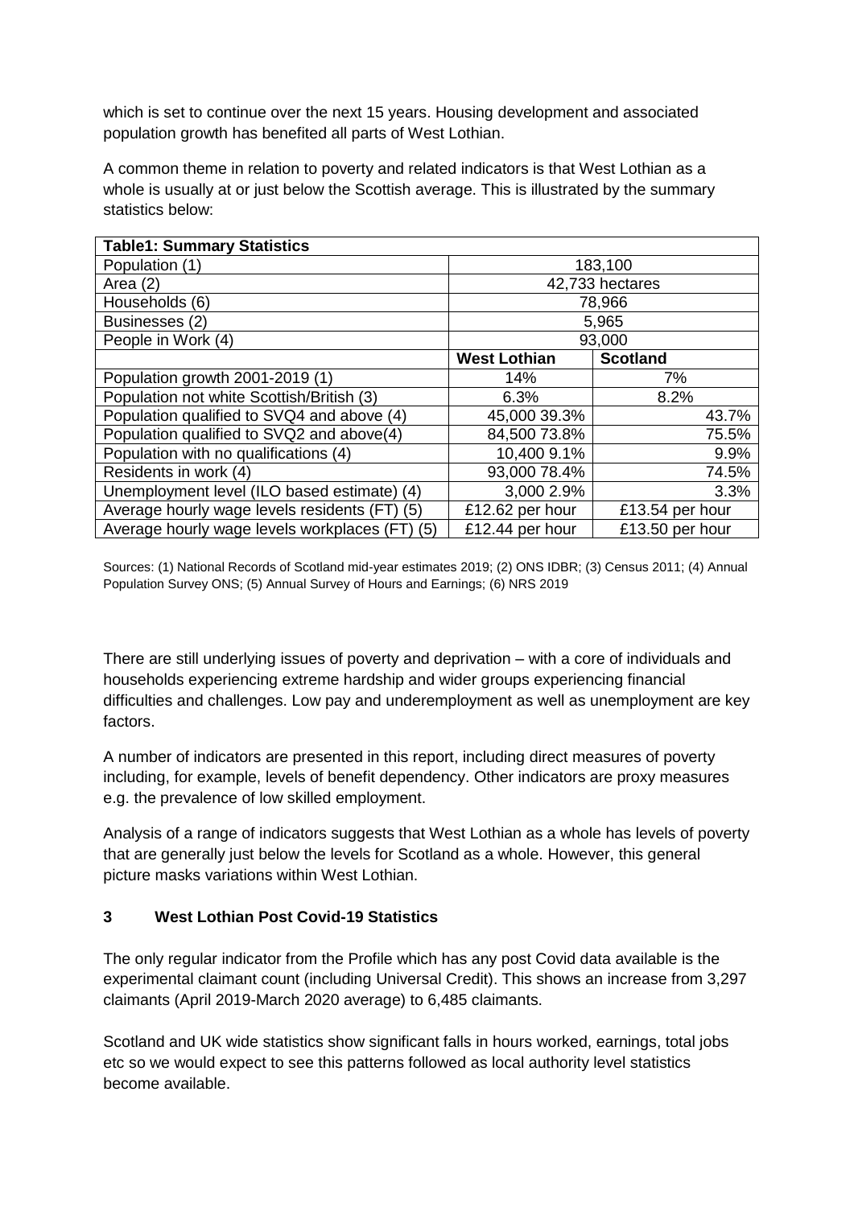which is set to continue over the next 15 years. Housing development and associated population growth has benefited all parts of West Lothian.

A common theme in relation to poverty and related indicators is that West Lothian as a whole is usually at or just below the Scottish average. This is illustrated by the summary statistics below:

| **Table1: Summary Statistics** | | |
|---|---|---|
| Population (1) | 183,100 | |
| Area (2) | 42,733 hectares | |
| Households (6) | 78,966 | |
| Businesses (2) | 5,965 | |
| People in Work (4) | 93,000 | |
| | **West Lothian** | **Scotland** |
| Population growth 2001-2019 (1) | 14% | 7% |
| Population not white Scottish/British (3) | 6.3% | 8.2% |
| Population qualified to SVQ4 and above (4) | 45,000 39.3% | 43.7% |
| Population qualified to SVQ2 and above(4) | 84,500 73.8% | 75.5% |
| Population with no qualifications (4) | 10,400 9.1% | 9.9% |
| Residents in work (4) | 93,000 78.4% | 74.5% |
| Unemployment level (ILO based estimate) (4) | 3,000 2.9% | 3.3% |
| Average hourly wage levels residents (FT) (5) | £12.62 per hour | £13.54 per hour |
| Average hourly wage levels workplaces (FT) (5) | £12.44 per hour | £13.50 per hour |

Sources: (1) National Records of Scotland mid-year estimates 2019; (2) ONS IDBR; (3) Census 2011; (4) Annual Population Survey ONS; (5) Annual Survey of Hours and Earnings; (6) NRS 2019

There are still underlying issues of poverty and deprivation – with a core of individuals and households experiencing extreme hardship and wider groups experiencing financial difficulties and challenges. Low pay and underemployment as well as unemployment are key factors.

A number of indicators are presented in this report, including direct measures of poverty including, for example, levels of benefit dependency. Other indicators are proxy measures e.g. the prevalence of low skilled employment.

Analysis of a range of indicators suggests that West Lothian as a whole has levels of poverty that are generally just below the levels for Scotland as a whole. However, this general picture masks variations within West Lothian.

## 3 West Lothian Post Covid-19 Statistics

The only regular indicator from the Profile which has any post Covid data available is the experimental claimant count (including Universal Credit). This shows an increase from 3,297 claimants (April 2019-March 2020 average) to 6,485 claimants.

Scotland and UK wide statistics show significant falls in hours worked, earnings, total jobs etc so we would expect to see this patterns followed as local authority level statistics become available.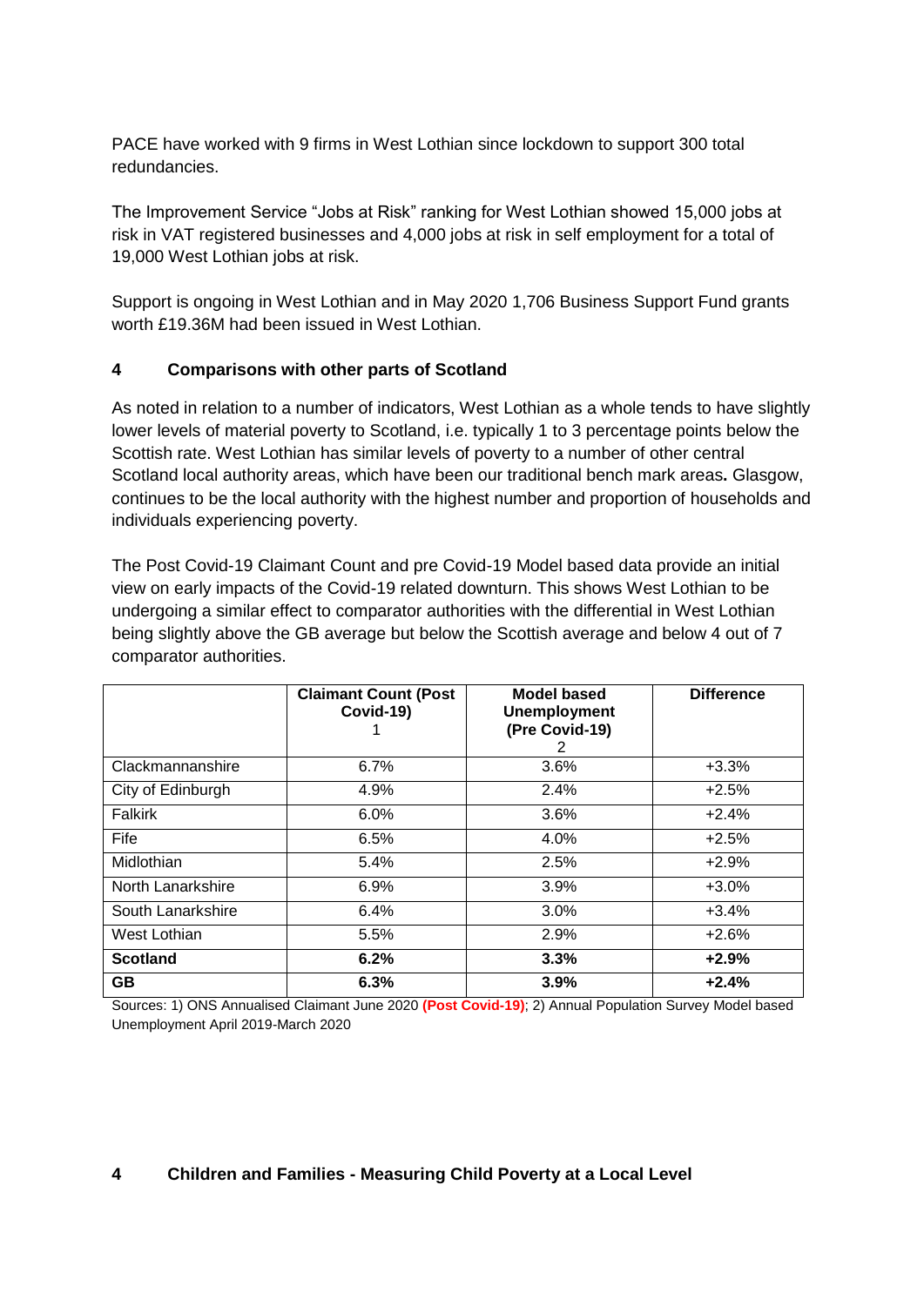PACE have worked with 9 firms in West Lothian since lockdown to support 300 total redundancies.

The Improvement Service "Jobs at Risk" ranking for West Lothian showed 15,000 jobs at risk in VAT registered businesses and 4,000 jobs at risk in self employment for a total of 19,000 West Lothian jobs at risk.

Support is ongoing in West Lothian and in May 2020 1,706 Business Support Fund grants worth £19.36M had been issued in West Lothian.

## 4 Comparisons with other parts of Scotland

As noted in relation to a number of indicators, West Lothian as a whole tends to have slightly lower levels of material poverty to Scotland, i.e. typically 1 to 3 percentage points below the Scottish rate. West Lothian has similar levels of poverty to a number of other central Scotland local authority areas, which have been our traditional bench mark areas**.** Glasgow, continues to be the local authority with the highest number and proportion of households and individuals experiencing poverty.

The Post Covid-19 Claimant Count and pre Covid-19 Model based data provide an initial view on early impacts of the Covid-19 related downturn. This shows West Lothian to be undergoing a similar effect to comparator authorities with the differential in West Lothian being slightly above the GB average but below the Scottish average and below 4 out of 7 comparator authorities.

| | Claimant Count (Post Covid-19) 1 | Model based Unemployment (Pre Covid-19) 2 | Difference |
|---|---|---|---|
| Clackmannanshire | 6.7% | 3.6% | +3.3% |
| City of Edinburgh | 4.9% | 2.4% | +2.5% |
| Falkirk | 6.0% | 3.6% | +2.4% |
| Fife | 6.5% | 4.0% | +2.5% |
| Midlothian | 5.4% | 2.5% | +2.9% |
| North Lanarkshire | 6.9% | 3.9% | +3.0% |
| South Lanarkshire | 6.4% | 3.0% | +3.4% |
| West Lothian | 5.5% | 2.9% | +2.6% |
| **Scotland** | **6.2%** | **3.3%** | **+2.9%** |
| **GB** | **6.3%** | **3.9%** | **+2.4%** |

Sources: 1) ONS Annualised Claimant June 2020 **(Post Covid-19)**; 2) Annual Population Survey Model based Unemployment April 2019-March 2020

## 4 Children and Families - Measuring Child Poverty at a Local Level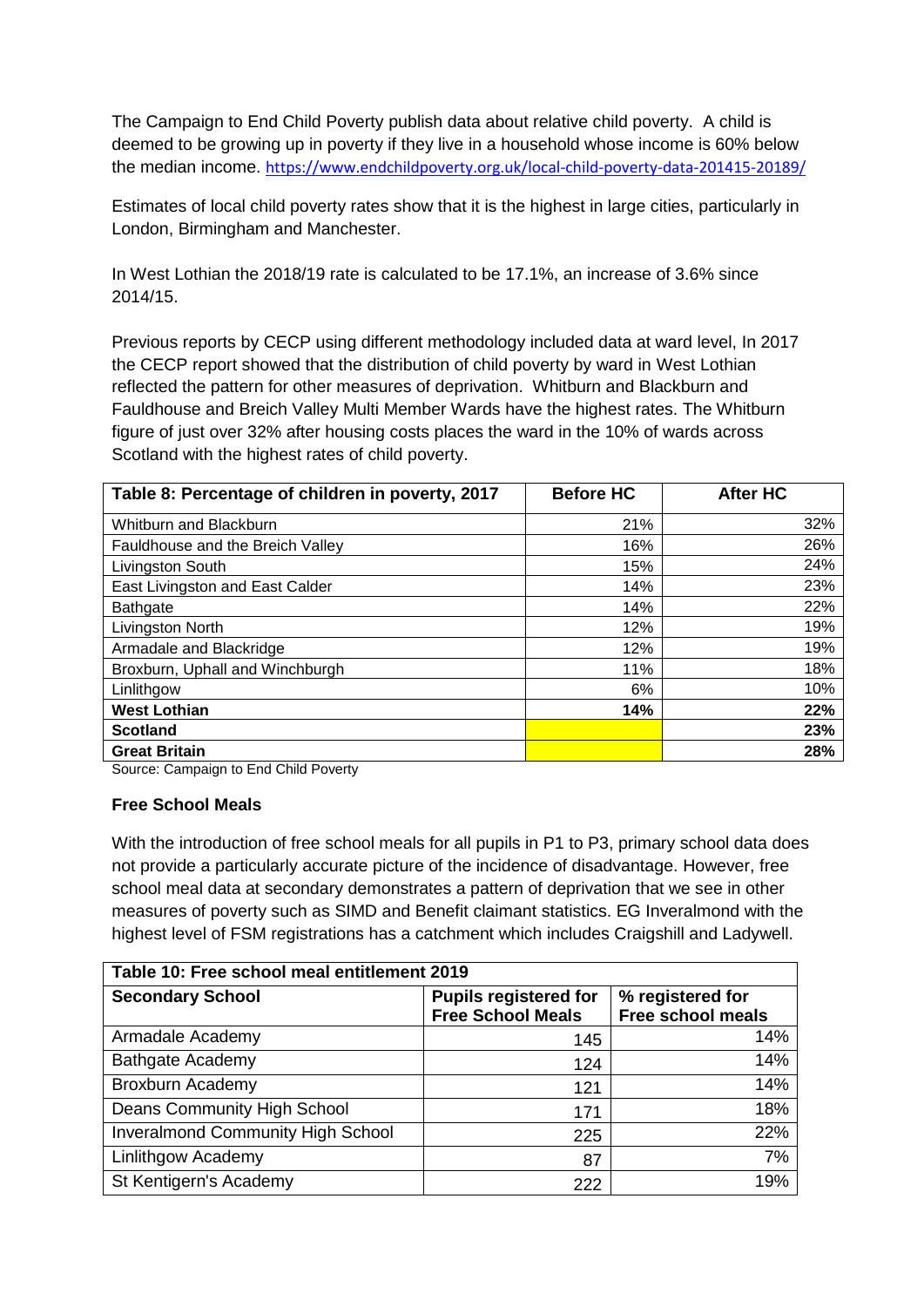The Campaign to End Child Poverty publish data about relative child poverty. A child is deemed to be growing up in poverty if they live in a household whose income is 60% below the median income. https://www.endchildpoverty.org.uk/local-child-poverty-data-201415-20189/

Estimates of local child poverty rates show that it is the highest in large cities, particularly in London, Birmingham and Manchester.

In West Lothian the 2018/19 rate is calculated to be 17.1%, an increase of 3.6% since 2014/15.

Previous reports by CECP using different methodology included data at ward level, In 2017 the CECP report showed that the distribution of child poverty by ward in West Lothian reflected the pattern for other measures of deprivation. Whitburn and Blackburn and Fauldhouse and Breich Valley Multi Member Wards have the highest rates. The Whitburn figure of just over 32% after housing costs places the ward in the 10% of wards across Scotland with the highest rates of child poverty.

| Table 8: Percentage of children in poverty, 2017 | Before HC | After HC |
|---|---|---|
| Whitburn and Blackburn | 21% | 32% |
| Fauldhouse and the Breich Valley | 16% | 26% |
| Livingston South | 15% | 24% |
| East Livingston and East Calder | 14% | 23% |
| Bathgate | 14% | 22% |
| Livingston North | 12% | 19% |
| Armadale and Blackridge | 12% | 19% |
| Broxburn, Uphall and Winchburgh | 11% | 18% |
| Linlithgow | 6% | 10% |
| **West Lothian** | **14%** | **22%** |
| **Scotland** | | **23%** |
| **Great Britain** | | **28%** |

Source: Campaign to End Child Poverty

**Free School Meals**

With the introduction of free school meals for all pupils in P1 to P3, primary school data does not provide a particularly accurate picture of the incidence of disadvantage. However, free school meal data at secondary demonstrates a pattern of deprivation that we see in other measures of poverty such as SIMD and Benefit claimant statistics. EG Inveralmond with the highest level of FSM registrations has a catchment which includes Craigshill and Ladywell.

| Table 10: Free school meal entitlement 2019 | | |
|---|---|---|
| **Secondary School** | **Pupils registered for Free School Meals** | **% registered for Free school meals** |
| Armadale Academy | 145 | 14% |
| Bathgate Academy | 124 | 14% |
| Broxburn Academy | 121 | 14% |
| Deans Community High School | 171 | 18% |
| Inveralmond Community High School | 225 | 22% |
| Linlithgow Academy | 87 | 7% |
| St Kentigern's Academy | 222 | 19% |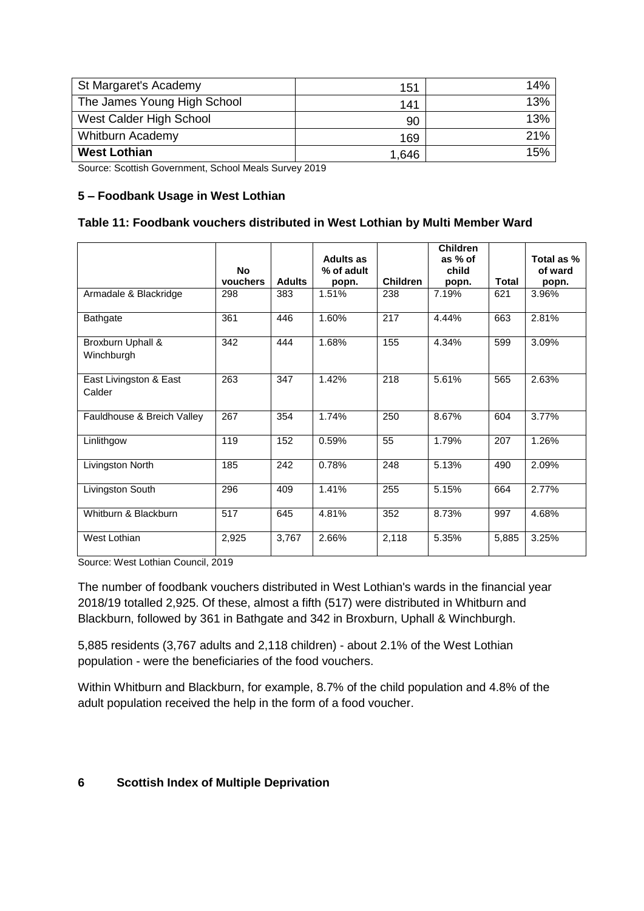| St Margaret's Academy | 151 | 14% |
|---|---|---|
| The James Young High School | 141 | 13% |
| West Calder High School | 90 | 13% |
| Whitburn Academy | 169 | 21% |
| **West Lothian** | 1,646 | 15% |

Source: Scottish Government, School Meals Survey 2019

### 5 – Foodbank Usage in West Lothian

**Table 11: Foodbank vouchers distributed in West Lothian by Multi Member Ward**

| | No vouchers | Adults | Adults as % of adult popn. | Children | Children as % of child popn. | Total | Total as % of ward popn. |
|---|---|---|---|---|---|---|---|
| Armadale & Blackridge | 298 | 383 | 1.51% | 238 | 7.19% | 621 | 3.96% |
| Bathgate | 361 | 446 | 1.60% | 217 | 4.44% | 663 | 2.81% |
| Broxburn Uphall & Winchburgh | 342 | 444 | 1.68% | 155 | 4.34% | 599 | 3.09% |
| East Livingston & East Calder | 263 | 347 | 1.42% | 218 | 5.61% | 565 | 2.63% |
| Fauldhouse & Breich Valley | 267 | 354 | 1.74% | 250 | 8.67% | 604 | 3.77% |
| Linlithgow | 119 | 152 | 0.59% | 55 | 1.79% | 207 | 1.26% |
| Livingston North | 185 | 242 | 0.78% | 248 | 5.13% | 490 | 2.09% |
| Livingston South | 296 | 409 | 1.41% | 255 | 5.15% | 664 | 2.77% |
| Whitburn & Blackburn | 517 | 645 | 4.81% | 352 | 8.73% | 997 | 4.68% |
| West Lothian | 2,925 | 3,767 | 2.66% | 2,118 | 5.35% | 5,885 | 3.25% |

Source: West Lothian Council, 2019

The number of foodbank vouchers distributed in West Lothian's wards in the financial year 2018/19 totalled 2,925. Of these, almost a fifth (517) were distributed in Whitburn and Blackburn, followed by 361 in Bathgate and 342 in Broxburn, Uphall & Winchburgh.

5,885 residents (3,767 adults and 2,118 children) - about 2.1% of the West Lothian population - were the beneficiaries of the food vouchers.

Within Whitburn and Blackburn, for example, 8.7% of the child population and 4.8% of the adult population received the help in the form of a food voucher.

### 6 Scottish Index of Multiple Deprivation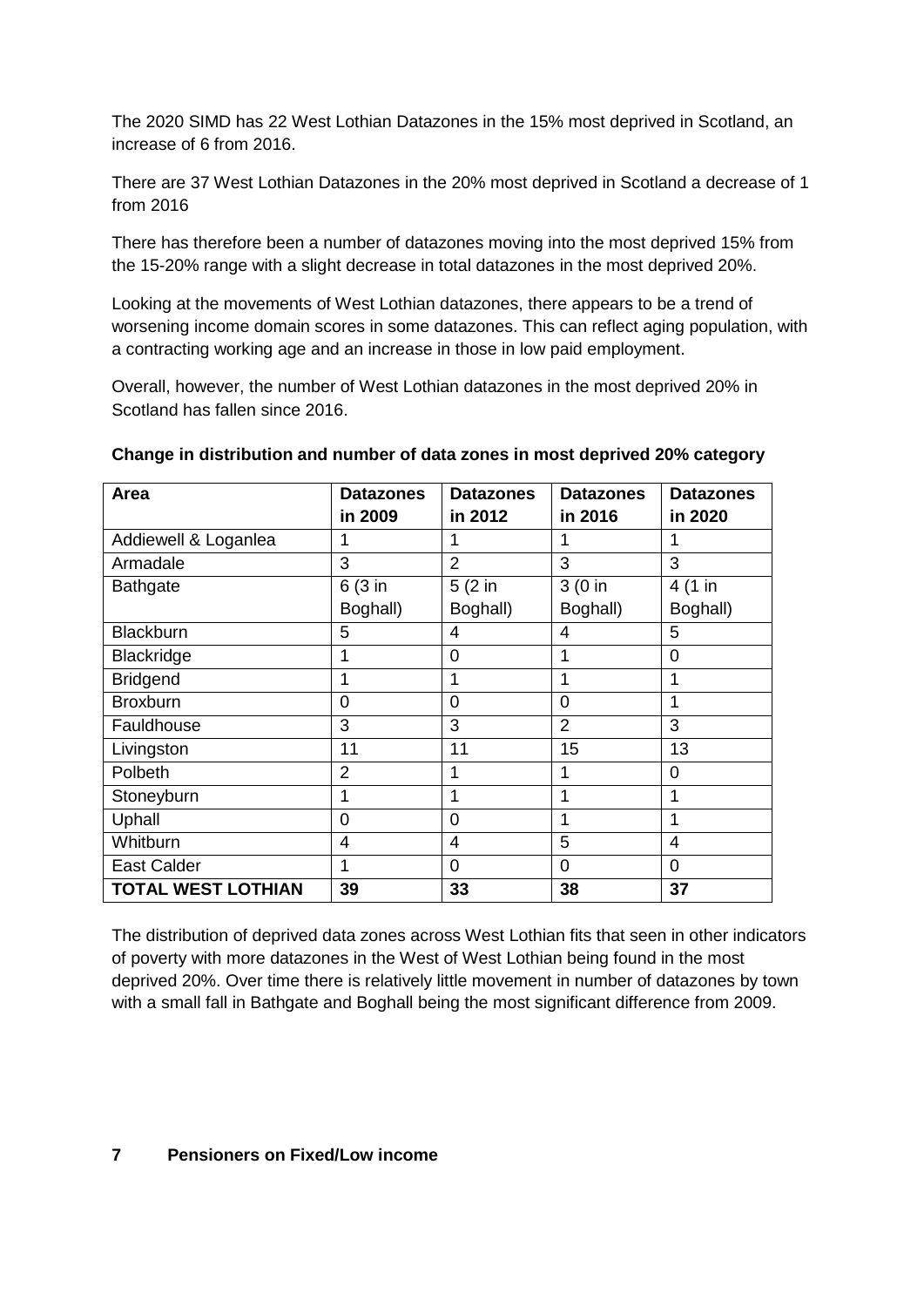The 2020 SIMD has 22 West Lothian Datazones in the 15% most deprived in Scotland, an increase of 6 from 2016.

There are 37 West Lothian Datazones in the 20% most deprived in Scotland a decrease of 1 from 2016

There has therefore been a number of datazones moving into the most deprived 15% from the 15-20% range with a slight decrease in total datazones in the most deprived 20%.

Looking at the movements of West Lothian datazones, there appears to be a trend of worsening income domain scores in some datazones. This can reflect aging population, with a contracting working age and an increase in those in low paid employment.

Overall, however, the number of West Lothian datazones in the most deprived 20% in Scotland has fallen since 2016.

**Change in distribution and number of data zones in most deprived 20% category**

| Area | Datazones in 2009 | Datazones in 2012 | Datazones in 2016 | Datazones in 2020 |
|---|---|---|---|---|
| Addiewell & Loganlea | 1 | 1 | 1 | 1 |
| Armadale | 3 | 2 | 3 | 3 |
| Bathgate | 6 (3 in Boghall) | 5 (2 in Boghall) | 3 (0 in Boghall) | 4 (1 in Boghall) |
| Blackburn | 5 | 4 | 4 | 5 |
| Blackridge | 1 | 0 | 1 | 0 |
| Bridgend | 1 | 1 | 1 | 1 |
| Broxburn | 0 | 0 | 0 | 1 |
| Fauldhouse | 3 | 3 | 2 | 3 |
| Livingston | 11 | 11 | 15 | 13 |
| Polbeth | 2 | 1 | 1 | 0 |
| Stoneyburn | 1 | 1 | 1 | 1 |
| Uphall | 0 | 0 | 1 | 1 |
| Whitburn | 4 | 4 | 5 | 4 |
| East Calder | 1 | 0 | 0 | 0 |
| **TOTAL WEST LOTHIAN** | **39** | **33** | **38** | **37** |

The distribution of deprived data zones across West Lothian fits that seen in other indicators of poverty with more datazones in the West of West Lothian being found in the most deprived 20%. Over time there is relatively little movement in number of datazones by town with a small fall in Bathgate and Boghall being the most significant difference from 2009.

## 7 Pensioners on Fixed/Low income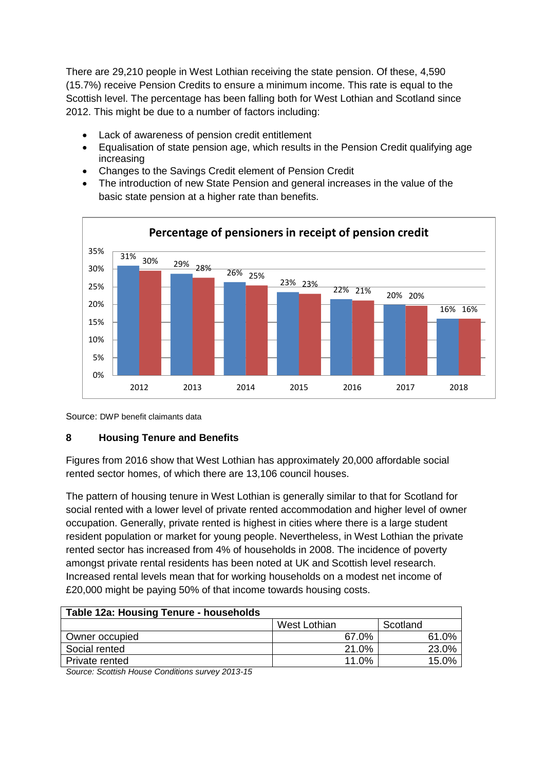There are 29,210 people in West Lothian receiving the state pension. Of these, 4,590 (15.7%) receive Pension Credits to ensure a minimum income. This rate is equal to the Scottish level. The percentage has been falling both for West Lothian and Scotland since 2012. This might be due to a number of factors including:

- Lack of awareness of pension credit entitlement
- Equalisation of state pension age, which results in the Pension Credit qualifying age increasing
- Changes to the Savings Credit element of Pension Credit
- The introduction of new State Pension and general increases in the value of the basic state pension at a higher rate than benefits.

**Percentage of pensioners in receipt of pension credit**

| Year | West Lothian | Scotland |
|---|---|---|
| 2012 | 31% | 30% |
| 2013 | 29% | 28% |
| 2014 | 26% | 25% |
| 2015 | 23% | 23% |
| 2016 | 22% | 21% |
| 2017 | 20% | 20% |
| 2018 | 16% | 16% |

Source: DWP benefit claimants data

## 8 Housing Tenure and Benefits

Figures from 2016 show that West Lothian has approximately 20,000 affordable social rented sector homes, of which there are 13,106 council houses.

The pattern of housing tenure in West Lothian is generally similar to that for Scotland for social rented with a lower level of private rented accommodation and higher level of owner occupation. Generally, private rented is highest in cities where there is a large student resident population or market for young people. Nevertheless, in West Lothian the private rented sector has increased from 4% of households in 2008. The incidence of poverty amongst private rental residents has been noted at UK and Scottish level research. Increased rental levels mean that for working households on a modest net income of £20,000 might be paying 50% of that income towards housing costs.

**Table 12a: Housing Tenure - households**

| | West Lothian | Scotland |
|---|---|---|
| Owner occupied | 67.0% | 61.0% |
| Social rented | 21.0% | 23.0% |
| Private rented | 11.0% | 15.0% |

*Source: Scottish House Conditions survey 2013-15*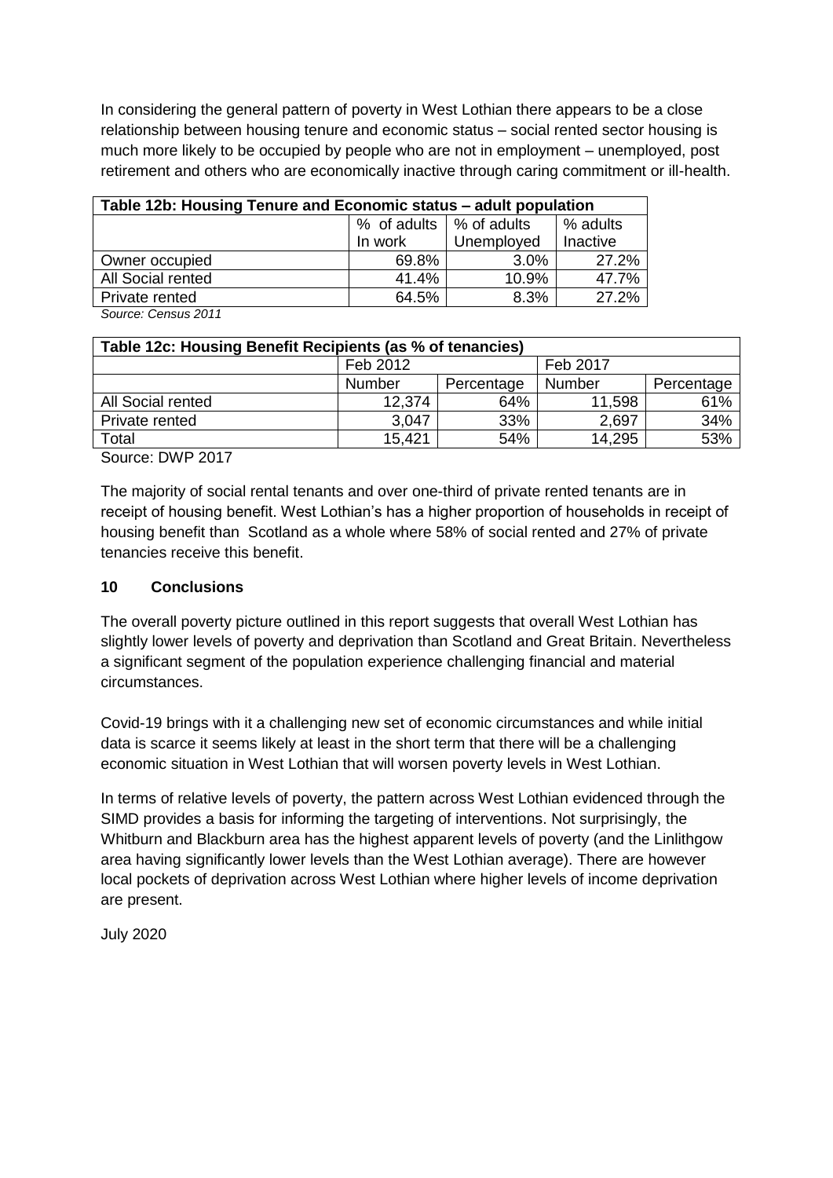In considering the general pattern of poverty in West Lothian there appears to be a close relationship between housing tenure and economic status – social rented sector housing is much more likely to be occupied by people who are not in employment – unemployed, post retirement and others who are economically inactive through caring commitment or ill-health.

| Table 12b: Housing Tenure and Economic status – adult population | | | |
|---|---|---|---|
| | % of adults In work | % of adults Unemployed | % adults Inactive |
| Owner occupied | 69.8% | 3.0% | 27.2% |
| All Social rented | 41.4% | 10.9% | 47.7% |
| Private rented | 64.5% | 8.3% | 27.2% |

*Source: Census 2011*

| Table 12c: Housing Benefit Recipients (as % of tenancies) | | | | |
|---|---|---|---|---|
| | Feb 2012 | | Feb 2017 | |
| | Number | Percentage | Number | Percentage |
| All Social rented | 12,374 | 64% | 11,598 | 61% |
| Private rented | 3,047 | 33% | 2,697 | 34% |
| Total | 15,421 | 54% | 14,295 | 53% |

Source: DWP 2017

The majority of social rental tenants and over one-third of private rented tenants are in receipt of housing benefit. West Lothian's has a higher proportion of households in receipt of housing benefit than Scotland as a whole where 58% of social rented and 27% of private tenancies receive this benefit.

## 10 Conclusions

The overall poverty picture outlined in this report suggests that overall West Lothian has slightly lower levels of poverty and deprivation than Scotland and Great Britain. Nevertheless a significant segment of the population experience challenging financial and material circumstances.

Covid-19 brings with it a challenging new set of economic circumstances and while initial data is scarce it seems likely at least in the short term that there will be a challenging economic situation in West Lothian that will worsen poverty levels in West Lothian.

In terms of relative levels of poverty, the pattern across West Lothian evidenced through the SIMD provides a basis for informing the targeting of interventions. Not surprisingly, the Whitburn and Blackburn area has the highest apparent levels of poverty (and the Linlithgow area having significantly lower levels than the West Lothian average). There are however local pockets of deprivation across West Lothian where higher levels of income deprivation are present.

July 2020